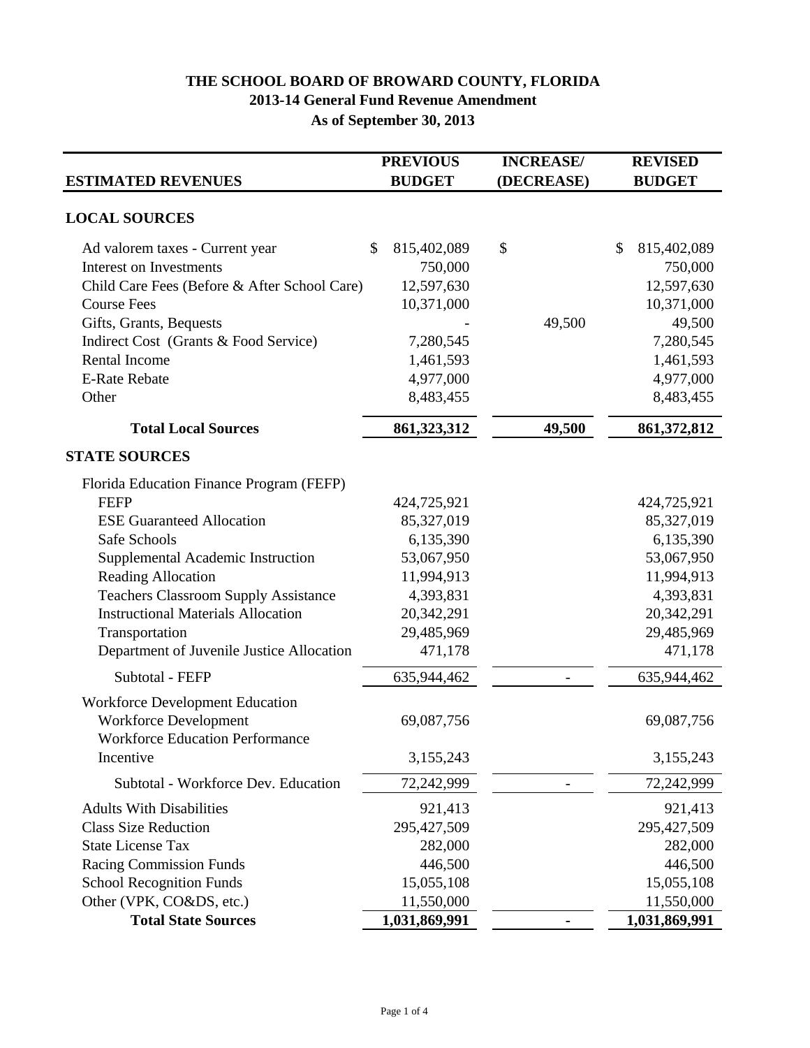# THE SCHOOL BOARD OF BROWARD COUNTY, FLORIDA

## 2013-14 General Fund Revenue Amendment

## As of September 30, 2013

| ESTIMATED REVENUES | PREVIOUS BUDGET | INCREASE/ (DECREASE) | REVISED BUDGET |
|---|---|---|---|
| **LOCAL SOURCES** | | | |
| Ad valorem taxes - Current year | $ 815,402,089 | $ | $ 815,402,089 |
| Interest on Investments | 750,000 | | 750,000 |
| Child Care Fees (Before & After School Care) | 12,597,630 | | 12,597,630 |
| Course Fees | 10,371,000 | | 10,371,000 |
| Gifts, Grants, Bequests | - | 49,500 | 49,500 |
| Indirect Cost (Grants & Food Service) | 7,280,545 | | 7,280,545 |
| Rental Income | 1,461,593 | | 1,461,593 |
| E-Rate Rebate | 4,977,000 | | 4,977,000 |
| Other | 8,483,455 | | 8,483,455 |
| **Total Local Sources** | **861,323,312** | **49,500** | **861,372,812** |
| **STATE SOURCES** | | | |
| Florida Education Finance Program (FEFP) | | | |
| FEFP | 424,725,921 | | 424,725,921 |
| ESE Guaranteed Allocation | 85,327,019 | | 85,327,019 |
| Safe Schools | 6,135,390 | | 6,135,390 |
| Supplemental Academic Instruction | 53,067,950 | | 53,067,950 |
| Reading Allocation | 11,994,913 | | 11,994,913 |
| Teachers Classroom Supply Assistance | 4,393,831 | | 4,393,831 |
| Instructional Materials Allocation | 20,342,291 | | 20,342,291 |
| Transportation | 29,485,969 | | 29,485,969 |
| Department of Juvenile Justice Allocation | 471,178 | | 471,178 |
| Subtotal - FEFP | 635,944,462 | - | 635,944,462 |
| Workforce Development Education | | | |
| Workforce Development | 69,087,756 | | 69,087,756 |
| Workforce Education Performance Incentive | 3,155,243 | | 3,155,243 |
| Subtotal - Workforce Dev. Education | 72,242,999 | - | 72,242,999 |
| Adults With Disabilities | 921,413 | | 921,413 |
| Class Size Reduction | 295,427,509 | | 295,427,509 |
| State License Tax | 282,000 | | 282,000 |
| Racing Commission Funds | 446,500 | | 446,500 |
| School Recognition Funds | 15,055,108 | | 15,055,108 |
| Other (VPK, CO&DS, etc.) | 11,550,000 | | 11,550,000 |
| **Total State Sources** | **1,031,869,991** | **-** | **1,031,869,991** |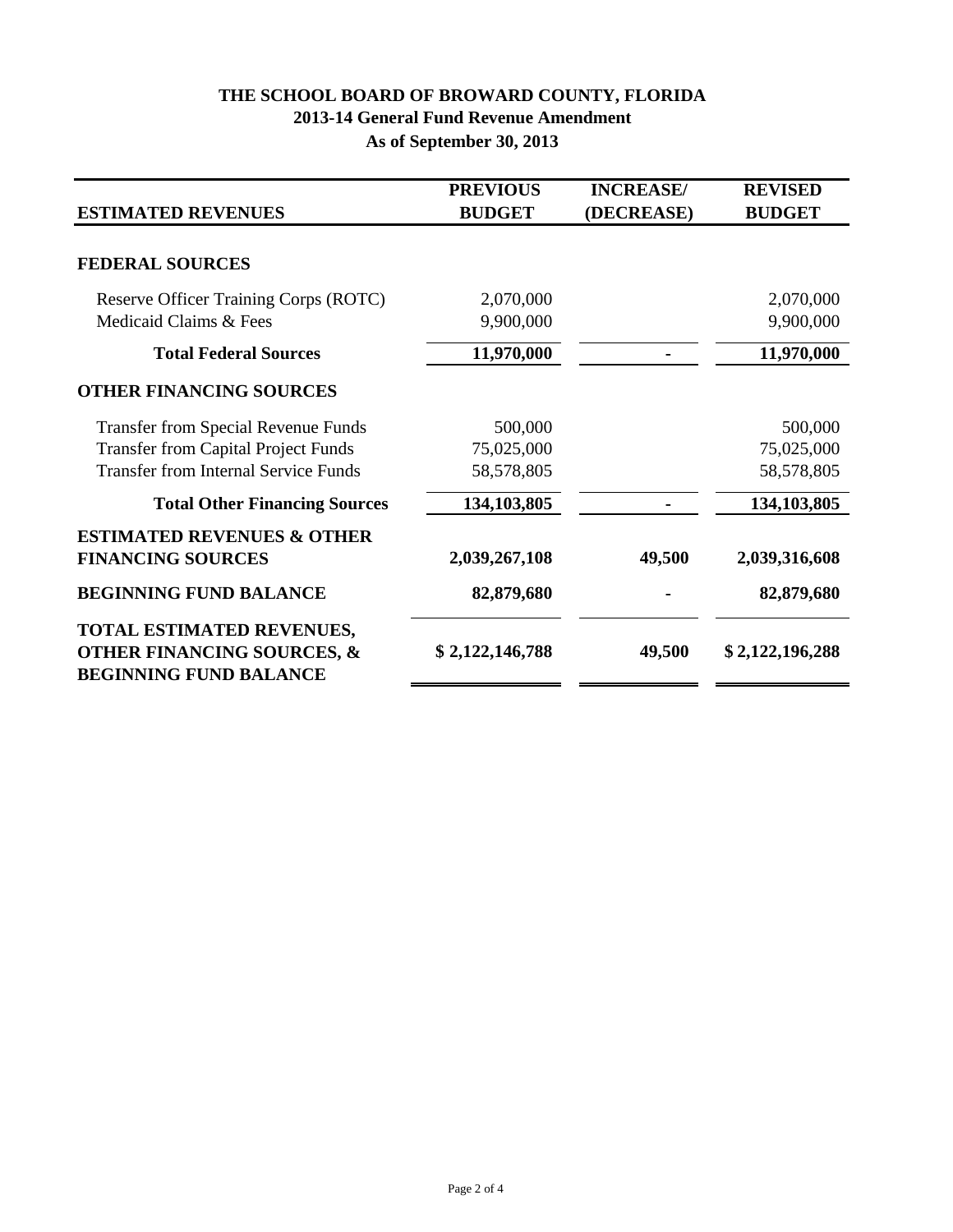# THE SCHOOL BOARD OF BROWARD COUNTY, FLORIDA
## 2013-14 General Fund Revenue Amendment
## As of September 30, 2013

| ESTIMATED REVENUES | PREVIOUS BUDGET | INCREASE/ (DECREASE) | REVISED BUDGET |
|---|---|---|---|
| **FEDERAL SOURCES** | | | |
| Reserve Officer Training Corps (ROTC) | 2,070,000 | | 2,070,000 |
| Medicaid Claims & Fees | 9,900,000 | | 9,900,000 |
| **Total Federal Sources** | **11,970,000** | **-** | **11,970,000** |
| **OTHER FINANCING SOURCES** | | | |
| Transfer from Special Revenue Funds | 500,000 | | 500,000 |
| Transfer from Capital Project Funds | 75,025,000 | | 75,025,000 |
| Transfer from Internal Service Funds | 58,578,805 | | 58,578,805 |
| **Total Other Financing Sources** | **134,103,805** | **-** | **134,103,805** |
| **ESTIMATED REVENUES & OTHER FINANCING SOURCES** | **2,039,267,108** | **49,500** | **2,039,316,608** |
| **BEGINNING FUND BALANCE** | **82,879,680** | **-** | **82,879,680** |
| **TOTAL ESTIMATED REVENUES, OTHER FINANCING SOURCES, & BEGINNING FUND BALANCE** | **$ 2,122,146,788** | **49,500** | **$ 2,122,196,288** |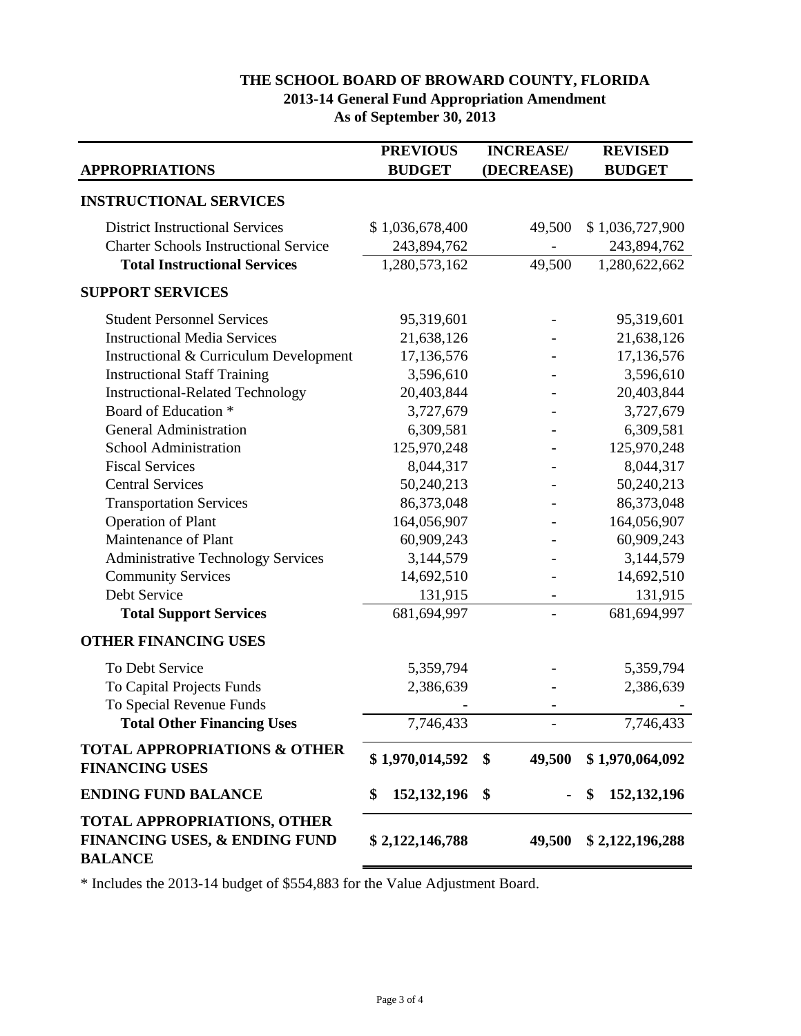# THE SCHOOL BOARD OF BROWARD COUNTY, FLORIDA
## 2013-14 General Fund Appropriation Amendment
### As of September 30, 2013

| APPROPRIATIONS | PREVIOUS BUDGET | INCREASE/ (DECREASE) | REVISED BUDGET |
|---|---|---|---|
| **INSTRUCTIONAL SERVICES** | | | |
| District Instructional Services | $ 1,036,678,400 | 49,500 | $ 1,036,727,900 |
| Charter Schools Instructional Service | 243,894,762 | - | 243,894,762 |
| **Total Instructional Services** | 1,280,573,162 | 49,500 | 1,280,622,662 |
| **SUPPORT SERVICES** | | | |
| Student Personnel Services | 95,319,601 | - | 95,319,601 |
| Instructional Media Services | 21,638,126 | - | 21,638,126 |
| Instructional & Curriculum Development | 17,136,576 | - | 17,136,576 |
| Instructional Staff Training | 3,596,610 | - | 3,596,610 |
| Instructional-Related Technology | 20,403,844 | - | 20,403,844 |
| Board of Education * | 3,727,679 | - | 3,727,679 |
| General Administration | 6,309,581 | - | 6,309,581 |
| School Administration | 125,970,248 | - | 125,970,248 |
| Fiscal Services | 8,044,317 | - | 8,044,317 |
| Central Services | 50,240,213 | - | 50,240,213 |
| Transportation Services | 86,373,048 | - | 86,373,048 |
| Operation of Plant | 164,056,907 | - | 164,056,907 |
| Maintenance of Plant | 60,909,243 | - | 60,909,243 |
| Administrative Technology Services | 3,144,579 | - | 3,144,579 |
| Community Services | 14,692,510 | - | 14,692,510 |
| Debt Service | 131,915 | - | 131,915 |
| **Total Support Services** | 681,694,997 | - | 681,694,997 |
| **OTHER FINANCING USES** | | | |
| To Debt Service | 5,359,794 | - | 5,359,794 |
| To Capital Projects Funds | 2,386,639 | - | 2,386,639 |
| To Special Revenue Funds | - | - | - |
| **Total Other Financing Uses** | 7,746,433 | - | 7,746,433 |
| **TOTAL APPROPRIATIONS & OTHER FINANCING USES** | **$ 1,970,014,592** | **$ 49,500** | **$ 1,970,064,092** |
| **ENDING FUND BALANCE** | **$ 152,132,196** | **$ -** | **$ 152,132,196** |
| **TOTAL APPROPRIATIONS, OTHER FINANCING USES, & ENDING FUND BALANCE** | **$ 2,122,146,788** | **49,500** | **$ 2,122,196,288** |

* Includes the 2013-14 budget of $554,883 for the Value Adjustment Board.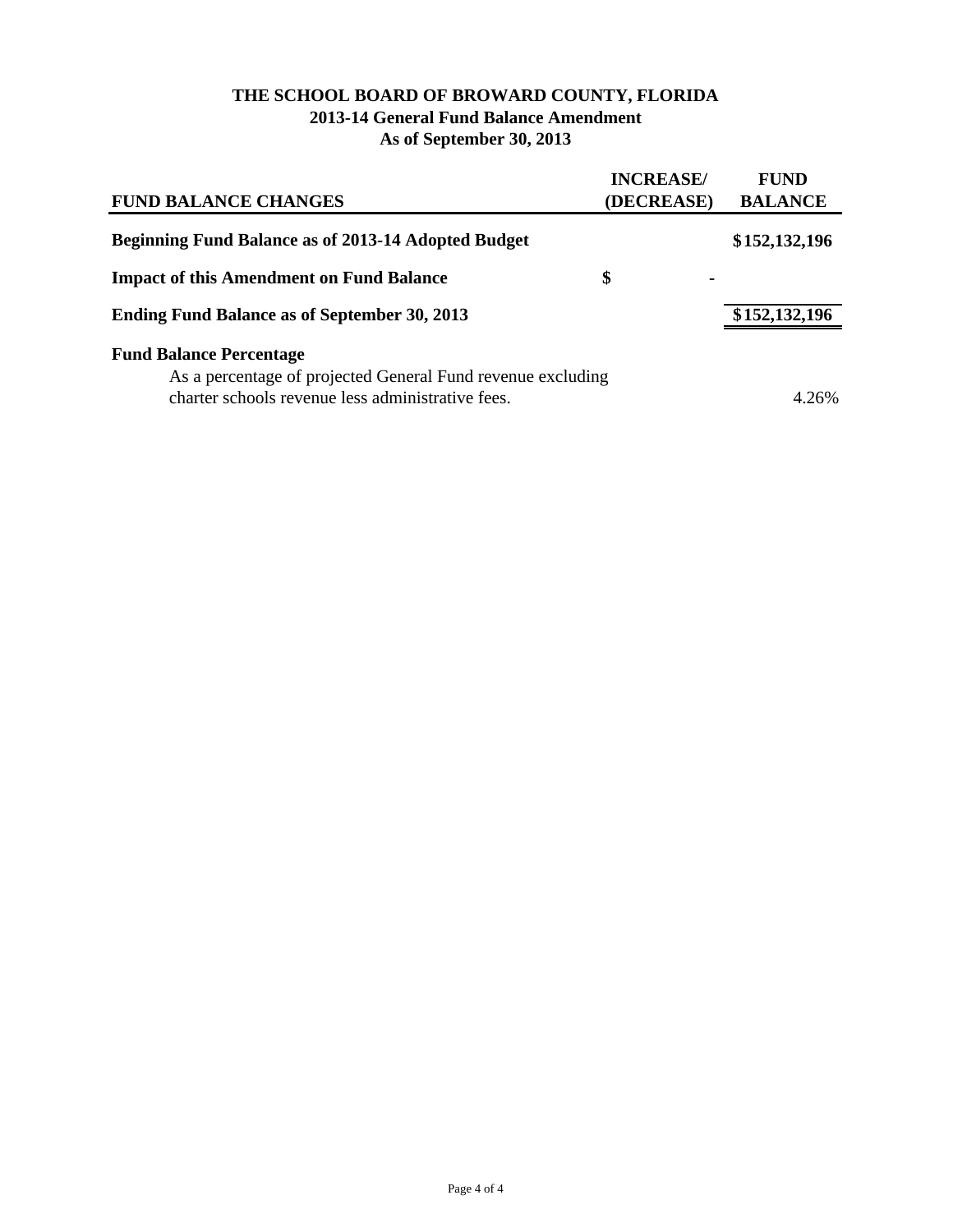**THE SCHOOL BOARD OF BROWARD COUNTY, FLORIDA**
**2013-14 General Fund Balance Amendment**
**As of September 30, 2013**

| FUND BALANCE CHANGES | INCREASE/ (DECREASE) | FUND BALANCE |
|---|---|---|
| **Beginning Fund Balance as of 2013-14 Adopted Budget** | | **$152,132,196** |
| **Impact of this Amendment on Fund Balance** | **$ -** | |
| **Ending Fund Balance as of September 30, 2013** | | **$152,132,196** |
| **Fund Balance Percentage** | | |
| As a percentage of projected General Fund revenue excluding charter schools revenue less administrative fees. | | 4.26% |